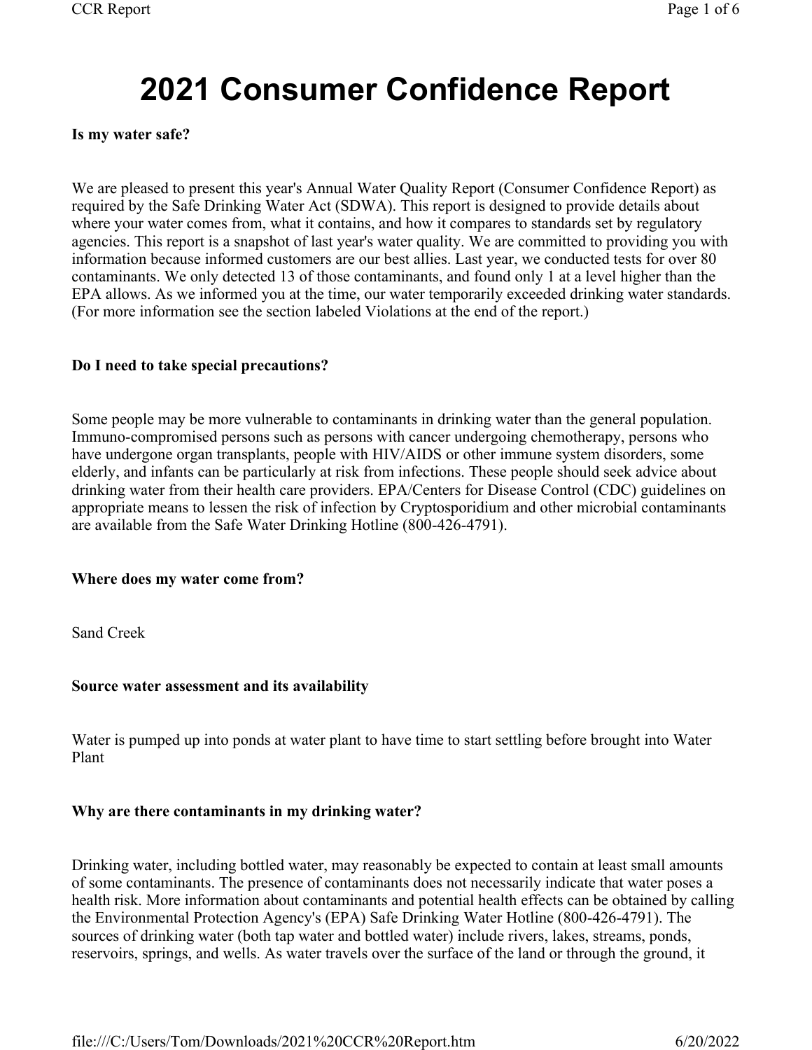# 2021 Consumer Confidence Report

**Is my water safe?**

We are pleased to present this year's Annual Water Quality Report (Consumer Confidence Report) as required by the Safe Drinking Water Act (SDWA). This report is designed to provide details about where your water comes from, what it contains, and how it compares to standards set by regulatory agencies. This report is a snapshot of last year's water quality. We are committed to providing you with information because informed customers are our best allies. Last year, we conducted tests for over 80 contaminants. We only detected 13 of those contaminants, and found only 1 at a level higher than the EPA allows. As we informed you at the time, our water temporarily exceeded drinking water standards. (For more information see the section labeled Violations at the end of the report.)

**Do I need to take special precautions?**

Some people may be more vulnerable to contaminants in drinking water than the general population. Immuno-compromised persons such as persons with cancer undergoing chemotherapy, persons who have undergone organ transplants, people with HIV/AIDS or other immune system disorders, some elderly, and infants can be particularly at risk from infections. These people should seek advice about drinking water from their health care providers. EPA/Centers for Disease Control (CDC) guidelines on appropriate means to lessen the risk of infection by Cryptosporidium and other microbial contaminants are available from the Safe Water Drinking Hotline (800-426-4791).

**Where does my water come from?**

Sand Creek

**Source water assessment and its availability**

Water is pumped up into ponds at water plant to have time to start settling before brought into Water Plant

**Why are there contaminants in my drinking water?**

Drinking water, including bottled water, may reasonably be expected to contain at least small amounts of some contaminants. The presence of contaminants does not necessarily indicate that water poses a health risk. More information about contaminants and potential health effects can be obtained by calling the Environmental Protection Agency's (EPA) Safe Drinking Water Hotline (800-426-4791). The sources of drinking water (both tap water and bottled water) include rivers, lakes, streams, ponds, reservoirs, springs, and wells. As water travels over the surface of the land or through the ground, it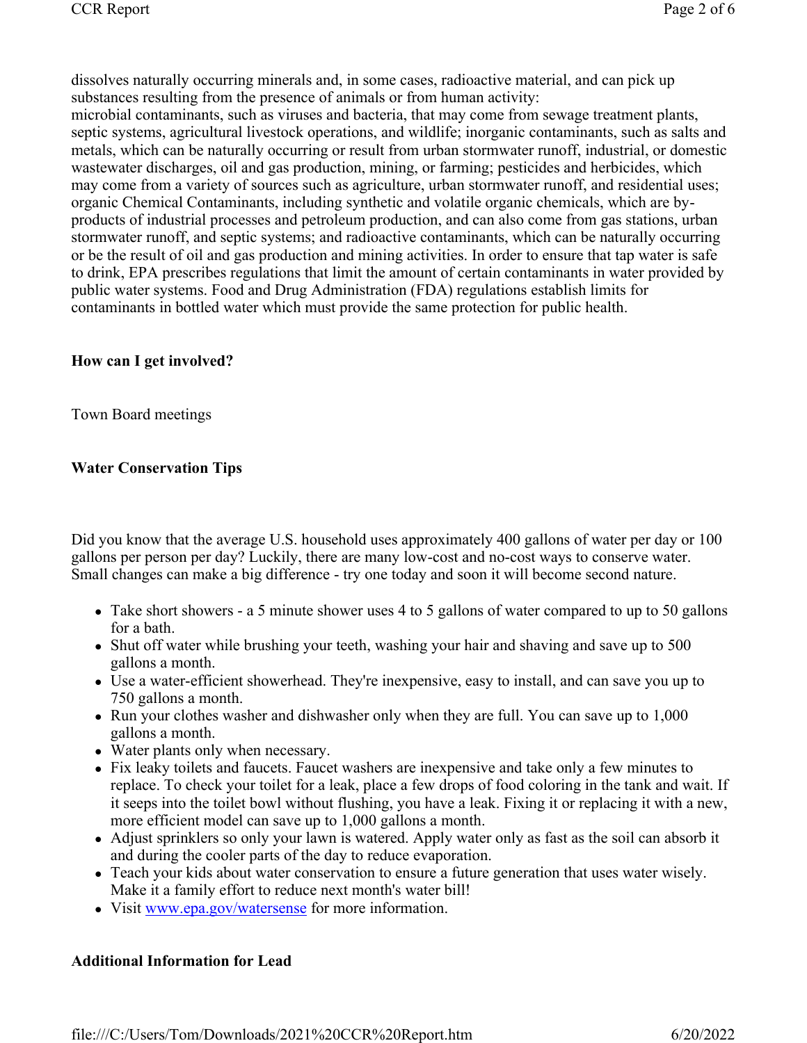dissolves naturally occurring minerals and, in some cases, radioactive material, and can pick up substances resulting from the presence of animals or from human activity:
microbial contaminants, such as viruses and bacteria, that may come from sewage treatment plants, septic systems, agricultural livestock operations, and wildlife; inorganic contaminants, such as salts and metals, which can be naturally occurring or result from urban stormwater runoff, industrial, or domestic wastewater discharges, oil and gas production, mining, or farming; pesticides and herbicides, which may come from a variety of sources such as agriculture, urban stormwater runoff, and residential uses; organic Chemical Contaminants, including synthetic and volatile organic chemicals, which are by-products of industrial processes and petroleum production, and can also come from gas stations, urban stormwater runoff, and septic systems; and radioactive contaminants, which can be naturally occurring or be the result of oil and gas production and mining activities. In order to ensure that tap water is safe to drink, EPA prescribes regulations that limit the amount of certain contaminants in water provided by public water systems. Food and Drug Administration (FDA) regulations establish limits for contaminants in bottled water which must provide the same protection for public health.

**How can I get involved?**

Town Board meetings

**Water Conservation Tips**

Did you know that the average U.S. household uses approximately 400 gallons of water per day or 100 gallons per person per day? Luckily, there are many low-cost and no-cost ways to conserve water. Small changes can make a big difference - try one today and soon it will become second nature.

- Take short showers - a 5 minute shower uses 4 to 5 gallons of water compared to up to 50 gallons for a bath.
- Shut off water while brushing your teeth, washing your hair and shaving and save up to 500 gallons a month.
- Use a water-efficient showerhead. They're inexpensive, easy to install, and can save you up to 750 gallons a month.
- Run your clothes washer and dishwasher only when they are full. You can save up to 1,000 gallons a month.
- Water plants only when necessary.
- Fix leaky toilets and faucets. Faucet washers are inexpensive and take only a few minutes to replace. To check your toilet for a leak, place a few drops of food coloring in the tank and wait. If it seeps into the toilet bowl without flushing, you have a leak. Fixing it or replacing it with a new, more efficient model can save up to 1,000 gallons a month.
- Adjust sprinklers so only your lawn is watered. Apply water only as fast as the soil can absorb it and during the cooler parts of the day to reduce evaporation.
- Teach your kids about water conservation to ensure a future generation that uses water wisely. Make it a family effort to reduce next month's water bill!
- Visit [www.epa.gov/watersense](http://www.epa.gov/watersense) for more information.

**Additional Information for Lead**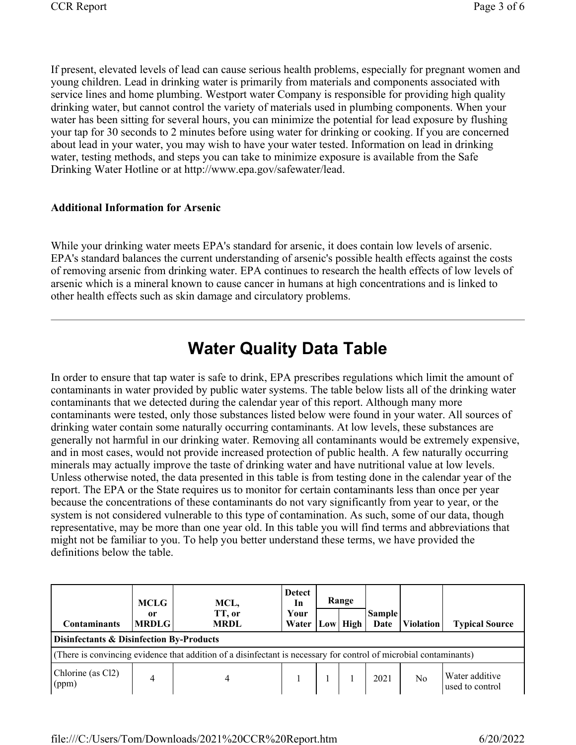If present, elevated levels of lead can cause serious health problems, especially for pregnant women and young children. Lead in drinking water is primarily from materials and components associated with service lines and home plumbing. Westport water Company is responsible for providing high quality drinking water, but cannot control the variety of materials used in plumbing components. When your water has been sitting for several hours, you can minimize the potential for lead exposure by flushing your tap for 30 seconds to 2 minutes before using water for drinking or cooking. If you are concerned about lead in your water, you may wish to have your water tested. Information on lead in drinking water, testing methods, and steps you can take to minimize exposure is available from the Safe Drinking Water Hotline or at http://www.epa.gov/safewater/lead.

**Additional Information for Arsenic**

While your drinking water meets EPA's standard for arsenic, it does contain low levels of arsenic. EPA's standard balances the current understanding of arsenic's possible health effects against the costs of removing arsenic from drinking water. EPA continues to research the health effects of low levels of arsenic which is a mineral known to cause cancer in humans at high concentrations and is linked to other health effects such as skin damage and circulatory problems.

---

# Water Quality Data Table

In order to ensure that tap water is safe to drink, EPA prescribes regulations which limit the amount of contaminants in water provided by public water systems. The table below lists all of the drinking water contaminants that we detected during the calendar year of this report. Although many more contaminants were tested, only those substances listed below were found in your water. All sources of drinking water contain some naturally occurring contaminants. At low levels, these substances are generally not harmful in our drinking water. Removing all contaminants would be extremely expensive, and in most cases, would not provide increased protection of public health. A few naturally occurring minerals may actually improve the taste of drinking water and have nutritional value at low levels. Unless otherwise noted, the data presented in this table is from testing done in the calendar year of the report. The EPA or the State requires us to monitor for certain contaminants less than once per year because the concentrations of these contaminants do not vary significantly from year to year, or the system is not considered vulnerable to this type of contamination. As such, some of our data, though representative, may be more than one year old. In this table you will find terms and abbreviations that might not be familiar to you. To help you better understand these terms, we have provided the definitions below the table.

| Contaminants | MCLG or MRDLG | MCL, TT, or MRDL | Detect In Your Water | Range | | Sample Date | Violation | Typical Source |
|---|---|---|---|---|---|---|---|---|
| | | | | Low | High | | | |
| **Disinfectants & Disinfection By-Products** | | | | | | | | |
| (There is convincing evidence that addition of a disinfectant is necessary for control of microbial contaminants) | | | | | | | | |
| Chlorine (as $Cl_2$) (ppm) | 4 | 4 | 1 | 1 | 1 | 2021 | No | Water additive used to control |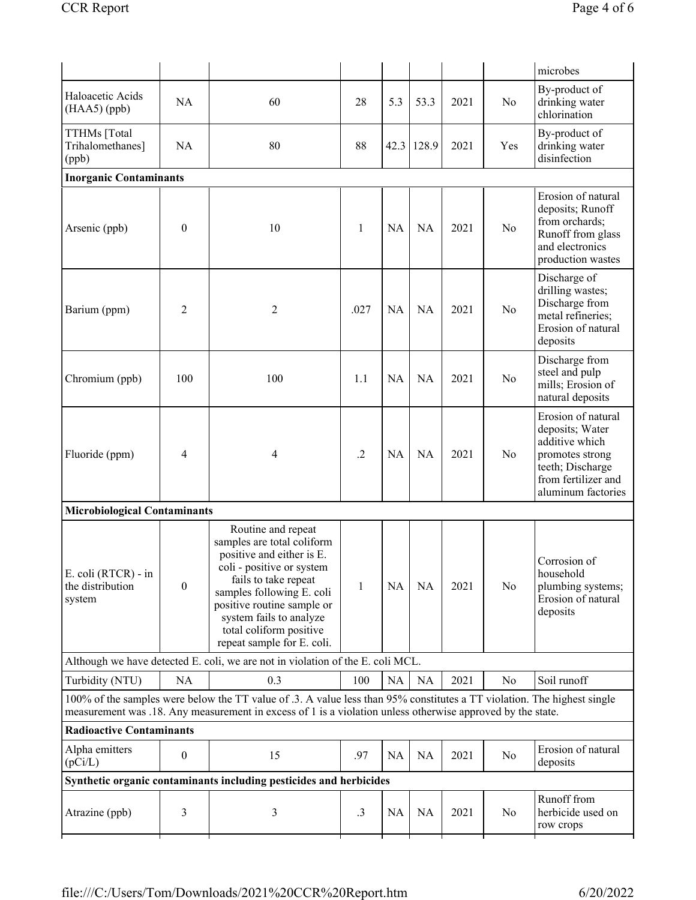| | | | | | | | | microbes |
|---|---|---|---|---|---|---|---|---|
| Haloacetic Acids (HAA5) (ppb) | NA | 60 | 28 | 5.3 | 53.3 | 2021 | No | By-product of drinking water chlorination |
| TTHMs [Total Trihalomethanes] (ppb) | NA | 80 | 88 | 42.3 | 128.9 | 2021 | Yes | By-product of drinking water disinfection |
| **Inorganic Contaminants** | | | | | | | | |
| Arsenic (ppb) | 0 | 10 | 1 | NA | NA | 2021 | No | Erosion of natural deposits; Runoff from orchards; Runoff from glass and electronics production wastes |
| Barium (ppm) | 2 | 2 | .027 | NA | NA | 2021 | No | Discharge of drilling wastes; Discharge from metal refineries; Erosion of natural deposits |
| Chromium (ppb) | 100 | 100 | 1.1 | NA | NA | 2021 | No | Discharge from steel and pulp mills; Erosion of natural deposits |
| Fluoride (ppm) | 4 | 4 | .2 | NA | NA | 2021 | No | Erosion of natural deposits; Water additive which promotes strong teeth; Discharge from fertilizer and aluminum factories |
| **Microbiological Contaminants** | | | | | | | | |
| E. coli (RTCR) - in the distribution system | 0 | Routine and repeat samples are total coliform positive and either is E. coli - positive or system fails to take repeat samples following E. coli positive routine sample or system fails to analyze total coliform positive repeat sample for E. coli. | 1 | NA | NA | 2021 | No | Corrosion of household plumbing systems; Erosion of natural deposits |
| Although we have detected E. coli, we are not in violation of the E. coli MCL. | | | | | | | | |
| Turbidity (NTU) | NA | 0.3 | 100 | NA | NA | 2021 | No | Soil runoff |
| 100% of the samples were below the TT value of .3. A value less than 95% constitutes a TT violation. The highest single measurement was .18. Any measurement in excess of 1 is a violation unless otherwise approved by the state. | | | | | | | | |
| **Radioactive Contaminants** | | | | | | | | |
| Alpha emitters (pCi/L) | 0 | 15 | .97 | NA | NA | 2021 | No | Erosion of natural deposits |
| **Synthetic organic contaminants including pesticides and herbicides** | | | | | | | | |
| Atrazine (ppb) | 3 | 3 | .3 | NA | NA | 2021 | No | Runoff from herbicide used on row crops |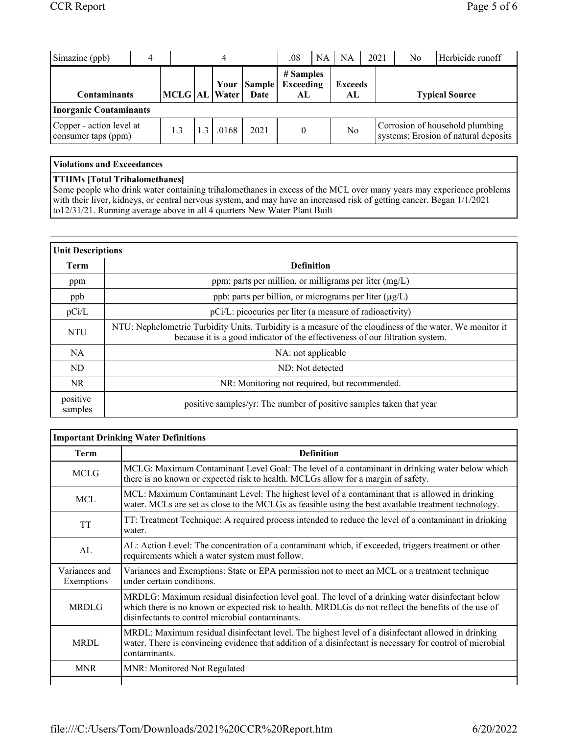| Simazine (ppb) | 4 | 4 | .08 | NA | NA | 2021 | No | Herbicide runoff |
|---|---|---|---|---|---|---|---|---|

| Contaminants | MCLG | AL | Your Water | Sample Date | # Samples Exceeding AL | Exceeds AL | Typical Source |
|---|---|---|---|---|---|---|---|
| **Inorganic Contaminants** | | | | | | | |
| Copper - action level at consumer taps (ppm) | 1.3 | 1.3 | .0168 | 2021 | 0 | No | Corrosion of household plumbing systems; Erosion of natural deposits |

| Violations and Exceedances |
|---|
| **TTHMs [Total Trihalomethanes]**<br>Some people who drink water containing trihalomethanes in excess of the MCL over many years may experience problems with their liver, kidneys, or central nervous system, and may have an increased risk of getting cancer. Began 1/1/2021 to12/31/21. Running average above in all 4 quarters New Water Plant Built |

| Unit Descriptions | |
|---|---|
| **Term** | **Definition** |
| ppm | ppm: parts per million, or milligrams per liter (mg/L) |
| ppb | ppb: parts per billion, or micrograms per liter (µg/L) |
| pCi/L | pCi/L: picocuries per liter (a measure of radioactivity) |
| NTU | NTU: Nephelometric Turbidity Units. Turbidity is a measure of the cloudiness of the water. We monitor it because it is a good indicator of the effectiveness of our filtration system. |
| NA | NA: not applicable |
| ND | ND: Not detected |
| NR | NR: Monitoring not required, but recommended. |
| positive samples | positive samples/yr: The number of positive samples taken that year |

| Important Drinking Water Definitions | |
|---|---|
| **Term** | **Definition** |
| MCLG | MCLG: Maximum Contaminant Level Goal: The level of a contaminant in drinking water below which there is no known or expected risk to health. MCLGs allow for a margin of safety. |
| MCL | MCL: Maximum Contaminant Level: The highest level of a contaminant that is allowed in drinking water. MCLs are set as close to the MCLGs as feasible using the best available treatment technology. |
| TT | TT: Treatment Technique: A required process intended to reduce the level of a contaminant in drinking water. |
| AL | AL: Action Level: The concentration of a contaminant which, if exceeded, triggers treatment or other requirements which a water system must follow. |
| Variances and Exemptions | Variances and Exemptions: State or EPA permission not to meet an MCL or a treatment technique under certain conditions. |
| MRDLG | MRDLG: Maximum residual disinfection level goal. The level of a drinking water disinfectant below which there is no known or expected risk to health. MRDLGs do not reflect the benefits of the use of disinfectants to control microbial contaminants. |
| MRDL | MRDL: Maximum residual disinfectant level. The highest level of a disinfectant allowed in drinking water. There is convincing evidence that addition of a disinfectant is necessary for control of microbial contaminants. |
| MNR | MNR: Monitored Not Regulated |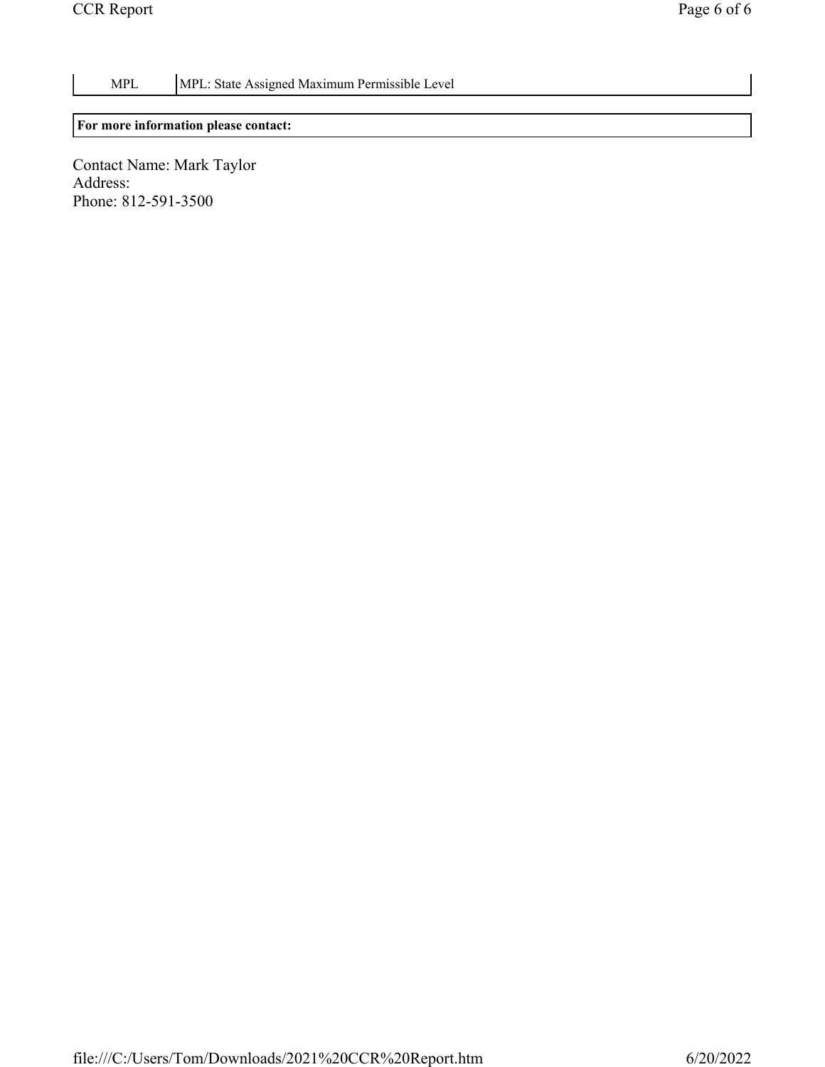| | |
|---|---|
| MPL | MPL: State Assigned Maximum Permissible Level |

| For more information please contact: |
|---|

Contact Name: Mark Taylor
Address:
Phone: 812-591-3500